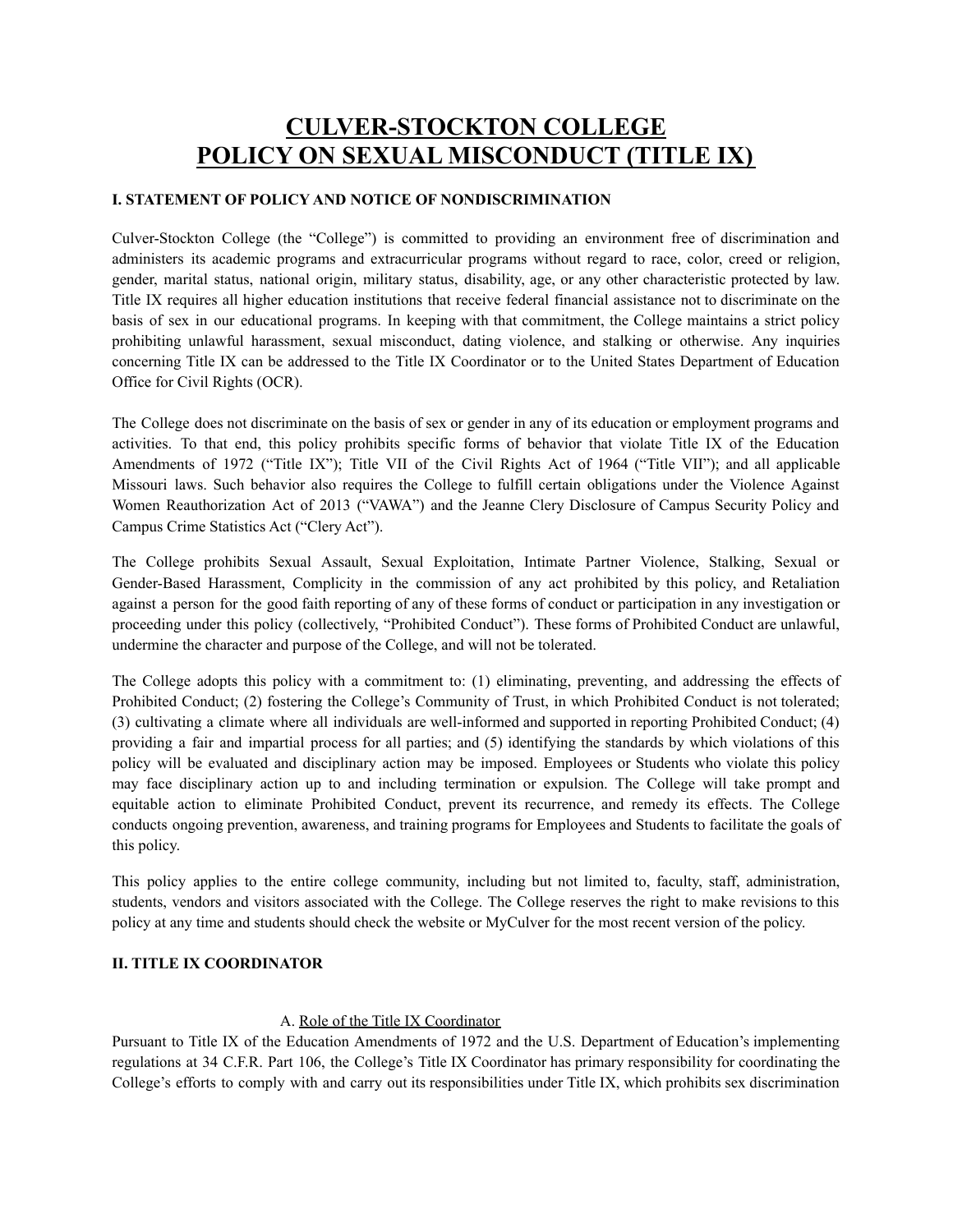# CULVER-STOCKTON COLLEGE
# POLICY ON SEXUAL MISCONDUCT (TITLE IX)

## I. STATEMENT OF POLICY AND NOTICE OF NONDISCRIMINATION

Culver-Stockton College (the "College") is committed to providing an environment free of discrimination and administers its academic programs and extracurricular programs without regard to race, color, creed or religion, gender, marital status, national origin, military status, disability, age, or any other characteristic protected by law. Title IX requires all higher education institutions that receive federal financial assistance not to discriminate on the basis of sex in our educational programs. In keeping with that commitment, the College maintains a strict policy prohibiting unlawful harassment, sexual misconduct, dating violence, and stalking or otherwise. Any inquiries concerning Title IX can be addressed to the Title IX Coordinator or to the United States Department of Education Office for Civil Rights (OCR).

The College does not discriminate on the basis of sex or gender in any of its education or employment programs and activities. To that end, this policy prohibits specific forms of behavior that violate Title IX of the Education Amendments of 1972 ("Title IX"); Title VII of the Civil Rights Act of 1964 ("Title VII"); and all applicable Missouri laws. Such behavior also requires the College to fulfill certain obligations under the Violence Against Women Reauthorization Act of 2013 ("VAWA") and the Jeanne Clery Disclosure of Campus Security Policy and Campus Crime Statistics Act ("Clery Act").

The College prohibits Sexual Assault, Sexual Exploitation, Intimate Partner Violence, Stalking, Sexual or Gender-Based Harassment, Complicity in the commission of any act prohibited by this policy, and Retaliation against a person for the good faith reporting of any of these forms of conduct or participation in any investigation or proceeding under this policy (collectively, "Prohibited Conduct"). These forms of Prohibited Conduct are unlawful, undermine the character and purpose of the College, and will not be tolerated.

The College adopts this policy with a commitment to: (1) eliminating, preventing, and addressing the effects of Prohibited Conduct; (2) fostering the College's Community of Trust, in which Prohibited Conduct is not tolerated; (3) cultivating a climate where all individuals are well-informed and supported in reporting Prohibited Conduct; (4) providing a fair and impartial process for all parties; and (5) identifying the standards by which violations of this policy will be evaluated and disciplinary action may be imposed. Employees or Students who violate this policy may face disciplinary action up to and including termination or expulsion. The College will take prompt and equitable action to eliminate Prohibited Conduct, prevent its recurrence, and remedy its effects. The College conducts ongoing prevention, awareness, and training programs for Employees and Students to facilitate the goals of this policy.

This policy applies to the entire college community, including but not limited to, faculty, staff, administration, students, vendors and visitors associated with the College. The College reserves the right to make revisions to this policy at any time and students should check the website or MyCulver for the most recent version of the policy.

## II. TITLE IX COORDINATOR

### A. Role of the Title IX Coordinator

Pursuant to Title IX of the Education Amendments of 1972 and the U.S. Department of Education's implementing regulations at 34 C.F.R. Part 106, the College's Title IX Coordinator has primary responsibility for coordinating the College's efforts to comply with and carry out its responsibilities under Title IX, which prohibits sex discrimination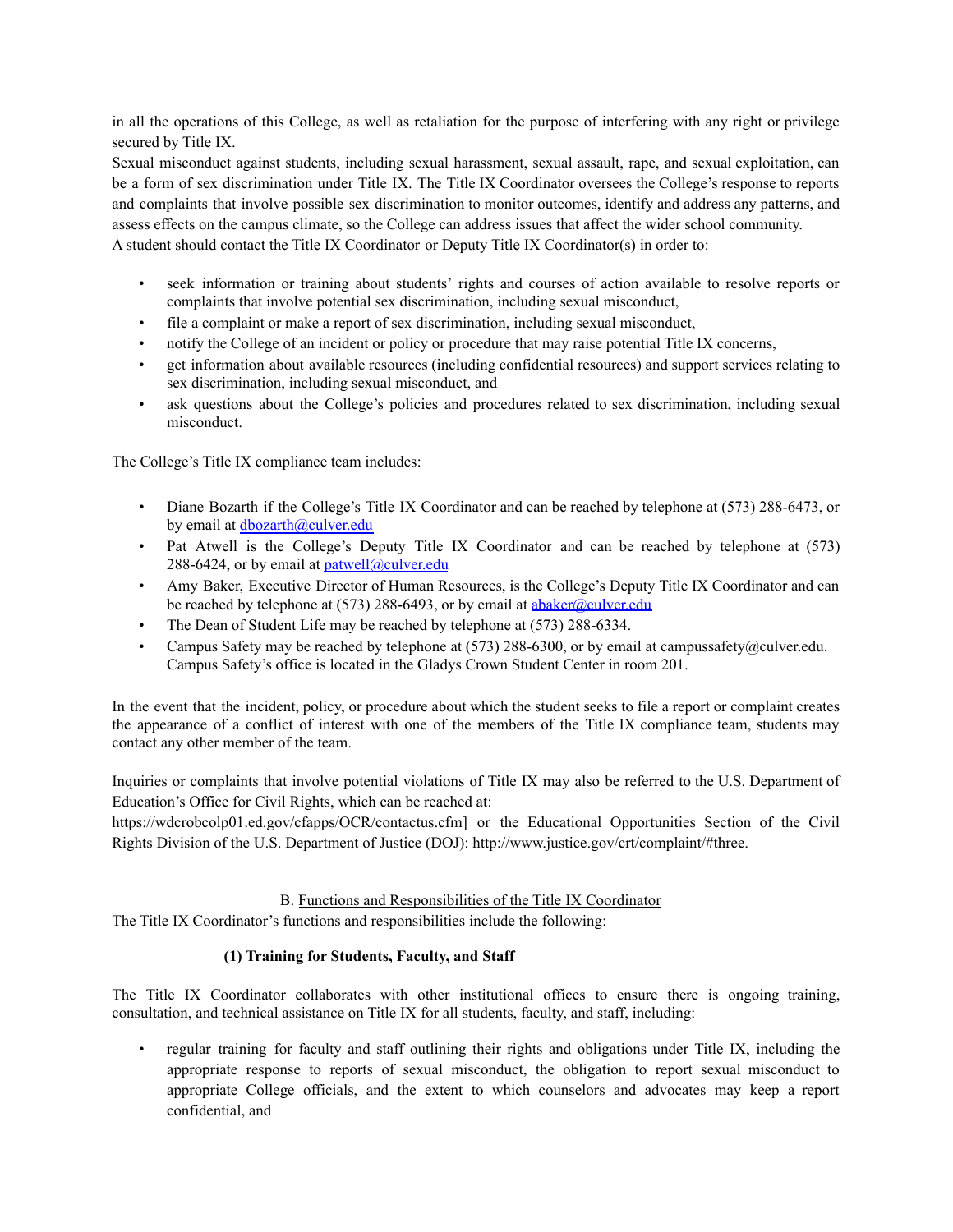in all the operations of this College, as well as retaliation for the purpose of interfering with any right or privilege secured by Title IX.

Sexual misconduct against students, including sexual harassment, sexual assault, rape, and sexual exploitation, can be a form of sex discrimination under Title IX. The Title IX Coordinator oversees the College's response to reports and complaints that involve possible sex discrimination to monitor outcomes, identify and address any patterns, and assess effects on the campus climate, so the College can address issues that affect the wider school community.

A student should contact the Title IX Coordinator or Deputy Title IX Coordinator(s) in order to:

- seek information or training about students' rights and courses of action available to resolve reports or complaints that involve potential sex discrimination, including sexual misconduct,
- file a complaint or make a report of sex discrimination, including sexual misconduct,
- notify the College of an incident or policy or procedure that may raise potential Title IX concerns,
- get information about available resources (including confidential resources) and support services relating to sex discrimination, including sexual misconduct, and
- ask questions about the College's policies and procedures related to sex discrimination, including sexual misconduct.

The College's Title IX compliance team includes:

- Diane Bozarth if the College's Title IX Coordinator and can be reached by telephone at (573) 288-6473, or by email at dbozarth@culver.edu
- Pat Atwell is the College's Deputy Title IX Coordinator and can be reached by telephone at (573) 288-6424, or by email at patwell@culver.edu
- Amy Baker, Executive Director of Human Resources, is the College's Deputy Title IX Coordinator and can be reached by telephone at (573) 288-6493, or by email at abaker@culver.edu
- The Dean of Student Life may be reached by telephone at (573) 288-6334.
- Campus Safety may be reached by telephone at (573) 288-6300, or by email at campussafety@culver.edu. Campus Safety's office is located in the Gladys Crown Student Center in room 201.

In the event that the incident, policy, or procedure about which the student seeks to file a report or complaint creates the appearance of a conflict of interest with one of the members of the Title IX compliance team, students may contact any other member of the team.

Inquiries or complaints that involve potential violations of Title IX may also be referred to the U.S. Department of Education's Office for Civil Rights, which can be reached at:
https://wdcrobcolp01.ed.gov/cfapps/OCR/contactus.cfm] or the Educational Opportunities Section of the Civil Rights Division of the U.S. Department of Justice (DOJ): http://www.justice.gov/crt/complaint/#three.

## B. Functions and Responsibilities of the Title IX Coordinator

The Title IX Coordinator's functions and responsibilities include the following:

### (1) Training for Students, Faculty, and Staff

The Title IX Coordinator collaborates with other institutional offices to ensure there is ongoing training, consultation, and technical assistance on Title IX for all students, faculty, and staff, including:

- regular training for faculty and staff outlining their rights and obligations under Title IX, including the appropriate response to reports of sexual misconduct, the obligation to report sexual misconduct to appropriate College officials, and the extent to which counselors and advocates may keep a report confidential, and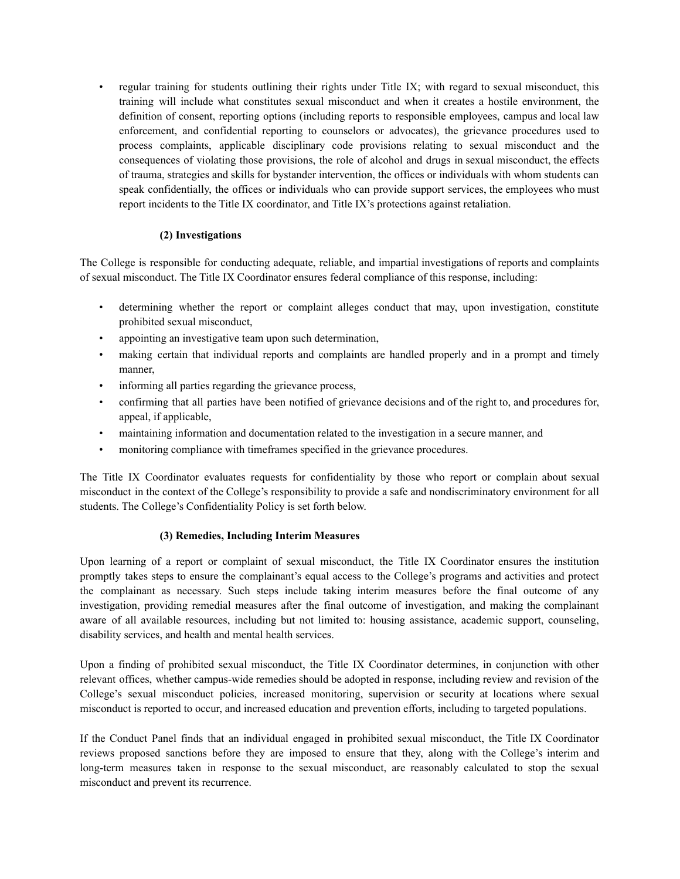- regular training for students outlining their rights under Title IX; with regard to sexual misconduct, this training will include what constitutes sexual misconduct and when it creates a hostile environment, the definition of consent, reporting options (including reports to responsible employees, campus and local law enforcement, and confidential reporting to counselors or advocates), the grievance procedures used to process complaints, applicable disciplinary code provisions relating to sexual misconduct and the consequences of violating those provisions, the role of alcohol and drugs in sexual misconduct, the effects of trauma, strategies and skills for bystander intervention, the offices or individuals with whom students can speak confidentially, the offices or individuals who can provide support services, the employees who must report incidents to the Title IX coordinator, and Title IX's protections against retaliation.

**(2) Investigations**

The College is responsible for conducting adequate, reliable, and impartial investigations of reports and complaints of sexual misconduct. The Title IX Coordinator ensures federal compliance of this response, including:

- determining whether the report or complaint alleges conduct that may, upon investigation, constitute prohibited sexual misconduct,
- appointing an investigative team upon such determination,
- making certain that individual reports and complaints are handled properly and in a prompt and timely manner,
- informing all parties regarding the grievance process,
- confirming that all parties have been notified of grievance decisions and of the right to, and procedures for, appeal, if applicable,
- maintaining information and documentation related to the investigation in a secure manner, and
- monitoring compliance with timeframes specified in the grievance procedures.

The Title IX Coordinator evaluates requests for confidentiality by those who report or complain about sexual misconduct in the context of the College's responsibility to provide a safe and nondiscriminatory environment for all students. The College's Confidentiality Policy is set forth below.

**(3) Remedies, Including Interim Measures**

Upon learning of a report or complaint of sexual misconduct, the Title IX Coordinator ensures the institution promptly takes steps to ensure the complainant's equal access to the College's programs and activities and protect the complainant as necessary. Such steps include taking interim measures before the final outcome of any investigation, providing remedial measures after the final outcome of investigation, and making the complainant aware of all available resources, including but not limited to: housing assistance, academic support, counseling, disability services, and health and mental health services.

Upon a finding of prohibited sexual misconduct, the Title IX Coordinator determines, in conjunction with other relevant offices, whether campus-wide remedies should be adopted in response, including review and revision of the College's sexual misconduct policies, increased monitoring, supervision or security at locations where sexual misconduct is reported to occur, and increased education and prevention efforts, including to targeted populations.

If the Conduct Panel finds that an individual engaged in prohibited sexual misconduct, the Title IX Coordinator reviews proposed sanctions before they are imposed to ensure that they, along with the College's interim and long-term measures taken in response to the sexual misconduct, are reasonably calculated to stop the sexual misconduct and prevent its recurrence.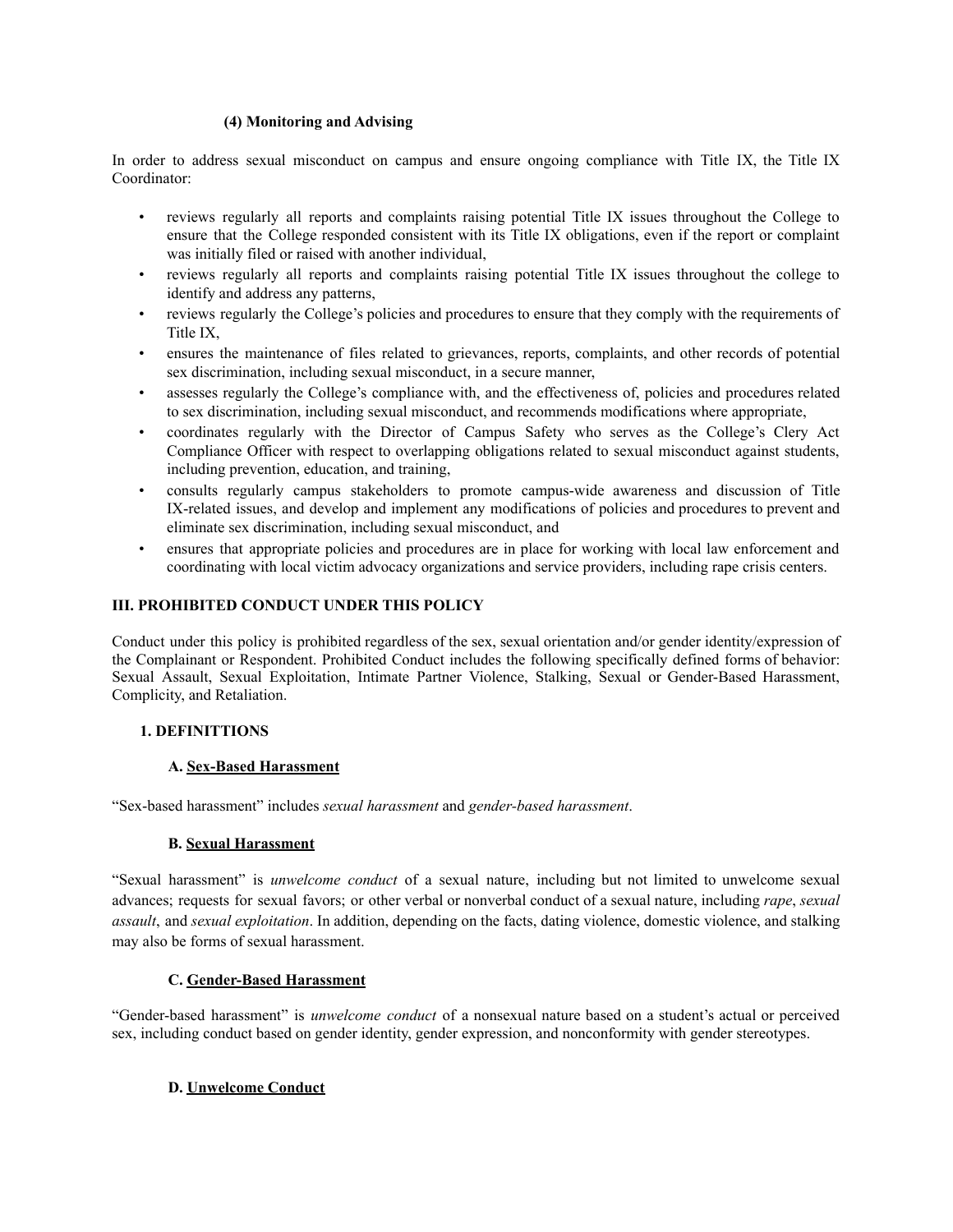#### (4) Monitoring and Advising

In order to address sexual misconduct on campus and ensure ongoing compliance with Title IX, the Title IX Coordinator:

- reviews regularly all reports and complaints raising potential Title IX issues throughout the College to ensure that the College responded consistent with its Title IX obligations, even if the report or complaint was initially filed or raised with another individual,
- reviews regularly all reports and complaints raising potential Title IX issues throughout the college to identify and address any patterns,
- reviews regularly the College's policies and procedures to ensure that they comply with the requirements of Title IX,
- ensures the maintenance of files related to grievances, reports, complaints, and other records of potential sex discrimination, including sexual misconduct, in a secure manner,
- assesses regularly the College's compliance with, and the effectiveness of, policies and procedures related to sex discrimination, including sexual misconduct, and recommends modifications where appropriate,
- coordinates regularly with the Director of Campus Safety who serves as the College's Clery Act Compliance Officer with respect to overlapping obligations related to sexual misconduct against students, including prevention, education, and training,
- consults regularly campus stakeholders to promote campus-wide awareness and discussion of Title IX-related issues, and develop and implement any modifications of policies and procedures to prevent and eliminate sex discrimination, including sexual misconduct, and
- ensures that appropriate policies and procedures are in place for working with local law enforcement and coordinating with local victim advocacy organizations and service providers, including rape crisis centers.

## III. PROHIBITED CONDUCT UNDER THIS POLICY

Conduct under this policy is prohibited regardless of the sex, sexual orientation and/or gender identity/expression of the Complainant or Respondent. Prohibited Conduct includes the following specifically defined forms of behavior: Sexual Assault, Sexual Exploitation, Intimate Partner Violence, Stalking, Sexual or Gender-Based Harassment, Complicity, and Retaliation.

### 1. DEFINITTIONS

#### A. <u>Sex-Based Harassment</u>

"Sex-based harassment" includes *sexual harassment* and *gender-based harassment*.

#### B. <u>Sexual Harassment</u>

"Sexual harassment" is *unwelcome conduct* of a sexual nature, including but not limited to unwelcome sexual advances; requests for sexual favors; or other verbal or nonverbal conduct of a sexual nature, including *rape*, *sexual assault*, and *sexual exploitation*. In addition, depending on the facts, dating violence, domestic violence, and stalking may also be forms of sexual harassment.

#### C. <u>Gender-Based Harassment</u>

"Gender-based harassment" is *unwelcome conduct* of a nonsexual nature based on a student's actual or perceived sex, including conduct based on gender identity, gender expression, and nonconformity with gender stereotypes.

#### D. <u>Unwelcome Conduct</u>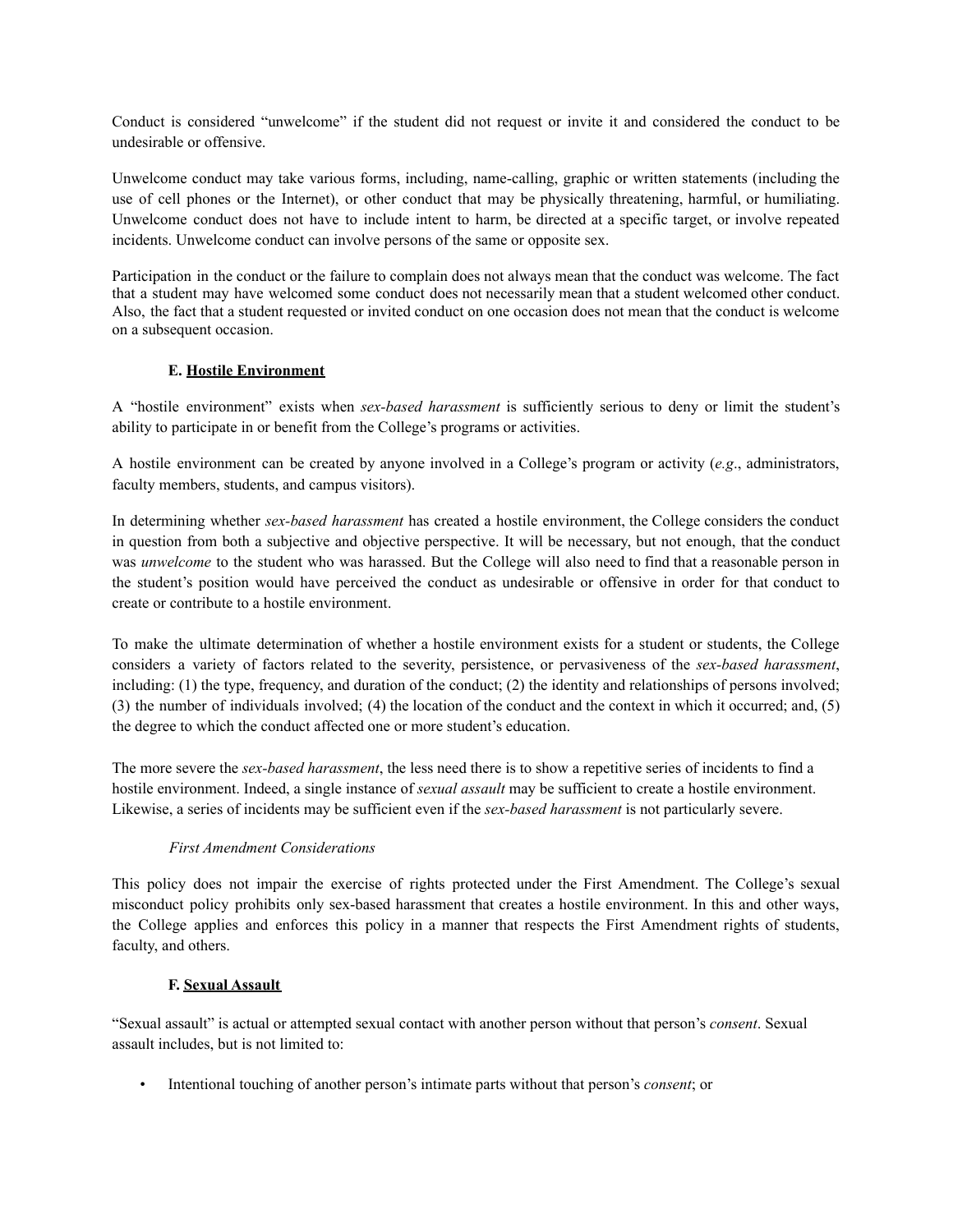Conduct is considered "unwelcome" if the student did not request or invite it and considered the conduct to be undesirable or offensive.

Unwelcome conduct may take various forms, including, name-calling, graphic or written statements (including the use of cell phones or the Internet), or other conduct that may be physically threatening, harmful, or humiliating. Unwelcome conduct does not have to include intent to harm, be directed at a specific target, or involve repeated incidents. Unwelcome conduct can involve persons of the same or opposite sex.

Participation in the conduct or the failure to complain does not always mean that the conduct was welcome. The fact that a student may have welcomed some conduct does not necessarily mean that a student welcomed other conduct. Also, the fact that a student requested or invited conduct on one occasion does not mean that the conduct is welcome on a subsequent occasion.

### E. <u>Hostile Environment</u>

A "hostile environment" exists when *sex-based harassment* is sufficiently serious to deny or limit the student's ability to participate in or benefit from the College's programs or activities.

A hostile environment can be created by anyone involved in a College's program or activity (*e.g*., administrators, faculty members, students, and campus visitors).

In determining whether *sex-based harassment* has created a hostile environment, the College considers the conduct in question from both a subjective and objective perspective. It will be necessary, but not enough, that the conduct was *unwelcome* to the student who was harassed. But the College will also need to find that a reasonable person in the student's position would have perceived the conduct as undesirable or offensive in order for that conduct to create or contribute to a hostile environment.

To make the ultimate determination of whether a hostile environment exists for a student or students, the College considers a variety of factors related to the severity, persistence, or pervasiveness of the *sex-based harassment*, including: (1) the type, frequency, and duration of the conduct; (2) the identity and relationships of persons involved; (3) the number of individuals involved; (4) the location of the conduct and the context in which it occurred; and, (5) the degree to which the conduct affected one or more student's education.

The more severe the *sex-based harassment*, the less need there is to show a repetitive series of incidents to find a hostile environment. Indeed, a single instance of *sexual assault* may be sufficient to create a hostile environment. Likewise, a series of incidents may be sufficient even if the *sex-based harassment* is not particularly severe.

*First Amendment Considerations*

This policy does not impair the exercise of rights protected under the First Amendment. The College's sexual misconduct policy prohibits only sex-based harassment that creates a hostile environment. In this and other ways, the College applies and enforces this policy in a manner that respects the First Amendment rights of students, faculty, and others.

### F. <u>Sexual Assault</u>

"Sexual assault" is actual or attempted sexual contact with another person without that person's *consent*. Sexual assault includes, but is not limited to:

- Intentional touching of another person's intimate parts without that person's *consent*; or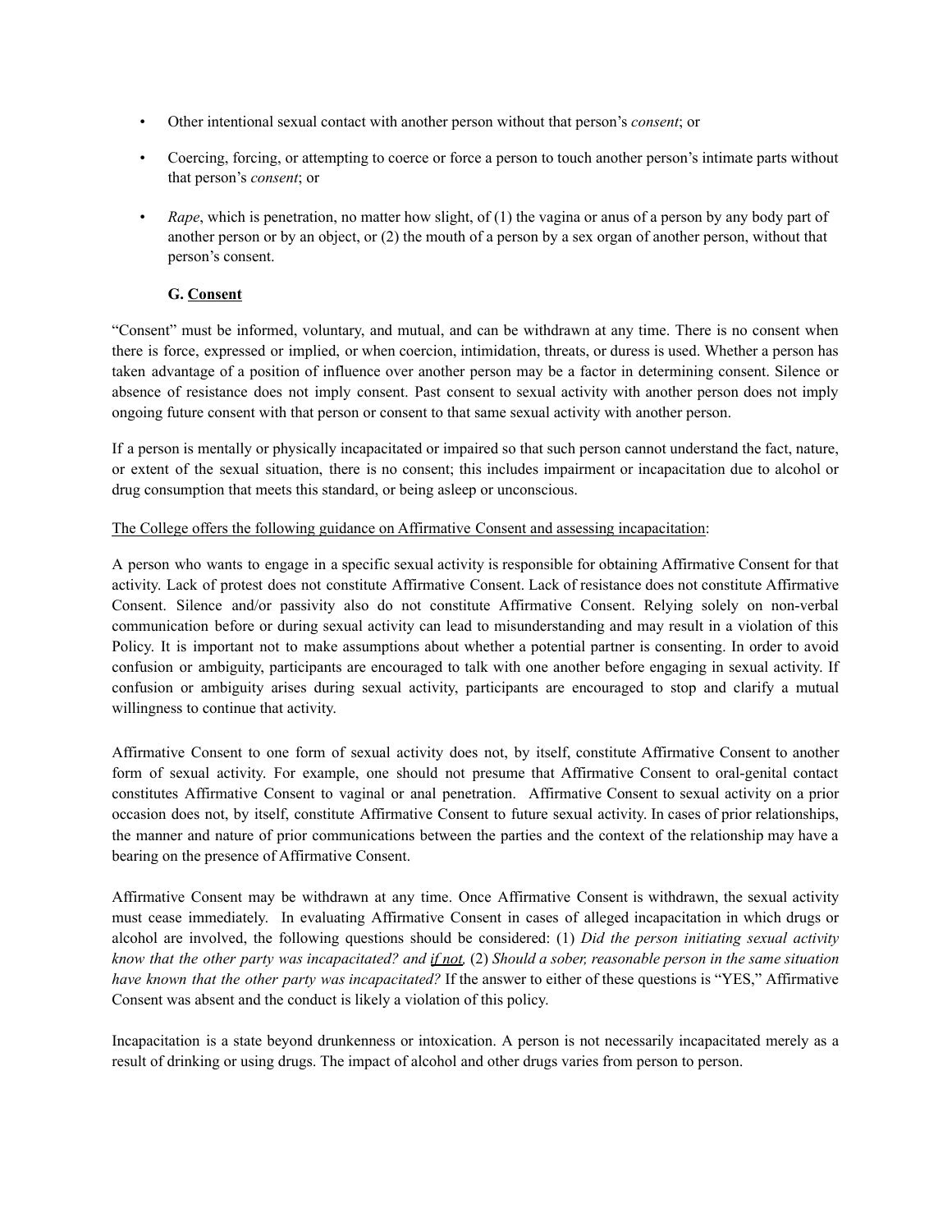- Other intentional sexual contact with another person without that person's *consent*; or
- Coercing, forcing, or attempting to coerce or force a person to touch another person's intimate parts without that person's *consent*; or
- *Rape*, which is penetration, no matter how slight, of (1) the vagina or anus of a person by any body part of another person or by an object, or (2) the mouth of a person by a sex organ of another person, without that person's consent.

### G. Consent

"Consent" must be informed, voluntary, and mutual, and can be withdrawn at any time. There is no consent when there is force, expressed or implied, or when coercion, intimidation, threats, or duress is used. Whether a person has taken advantage of a position of influence over another person may be a factor in determining consent. Silence or absence of resistance does not imply consent. Past consent to sexual activity with another person does not imply ongoing future consent with that person or consent to that same sexual activity with another person.

If a person is mentally or physically incapacitated or impaired so that such person cannot understand the fact, nature, or extent of the sexual situation, there is no consent; this includes impairment or incapacitation due to alcohol or drug consumption that meets this standard, or being asleep or unconscious.

<u>The College offers the following guidance on Affirmative Consent and assessing incapacitation</u>:

A person who wants to engage in a specific sexual activity is responsible for obtaining Affirmative Consent for that activity. Lack of protest does not constitute Affirmative Consent. Lack of resistance does not constitute Affirmative Consent. Silence and/or passivity also do not constitute Affirmative Consent. Relying solely on non-verbal communication before or during sexual activity can lead to misunderstanding and may result in a violation of this Policy. It is important not to make assumptions about whether a potential partner is consenting. In order to avoid confusion or ambiguity, participants are encouraged to talk with one another before engaging in sexual activity. If confusion or ambiguity arises during sexual activity, participants are encouraged to stop and clarify a mutual willingness to continue that activity.

Affirmative Consent to one form of sexual activity does not, by itself, constitute Affirmative Consent to another form of sexual activity. For example, one should not presume that Affirmative Consent to oral-genital contact constitutes Affirmative Consent to vaginal or anal penetration. Affirmative Consent to sexual activity on a prior occasion does not, by itself, constitute Affirmative Consent to future sexual activity. In cases of prior relationships, the manner and nature of prior communications between the parties and the context of the relationship may have a bearing on the presence of Affirmative Consent.

Affirmative Consent may be withdrawn at any time. Once Affirmative Consent is withdrawn, the sexual activity must cease immediately. In evaluating Affirmative Consent in cases of alleged incapacitation in which drugs or alcohol are involved, the following questions should be considered: (1) *Did the person initiating sexual activity know that the other party was incapacitated? and <u>if not</u>,* (2) *Should a sober, reasonable person in the same situation have known that the other party was incapacitated?* If the answer to either of these questions is "YES," Affirmative Consent was absent and the conduct is likely a violation of this policy.

Incapacitation is a state beyond drunkenness or intoxication. A person is not necessarily incapacitated merely as a result of drinking or using drugs. The impact of alcohol and other drugs varies from person to person.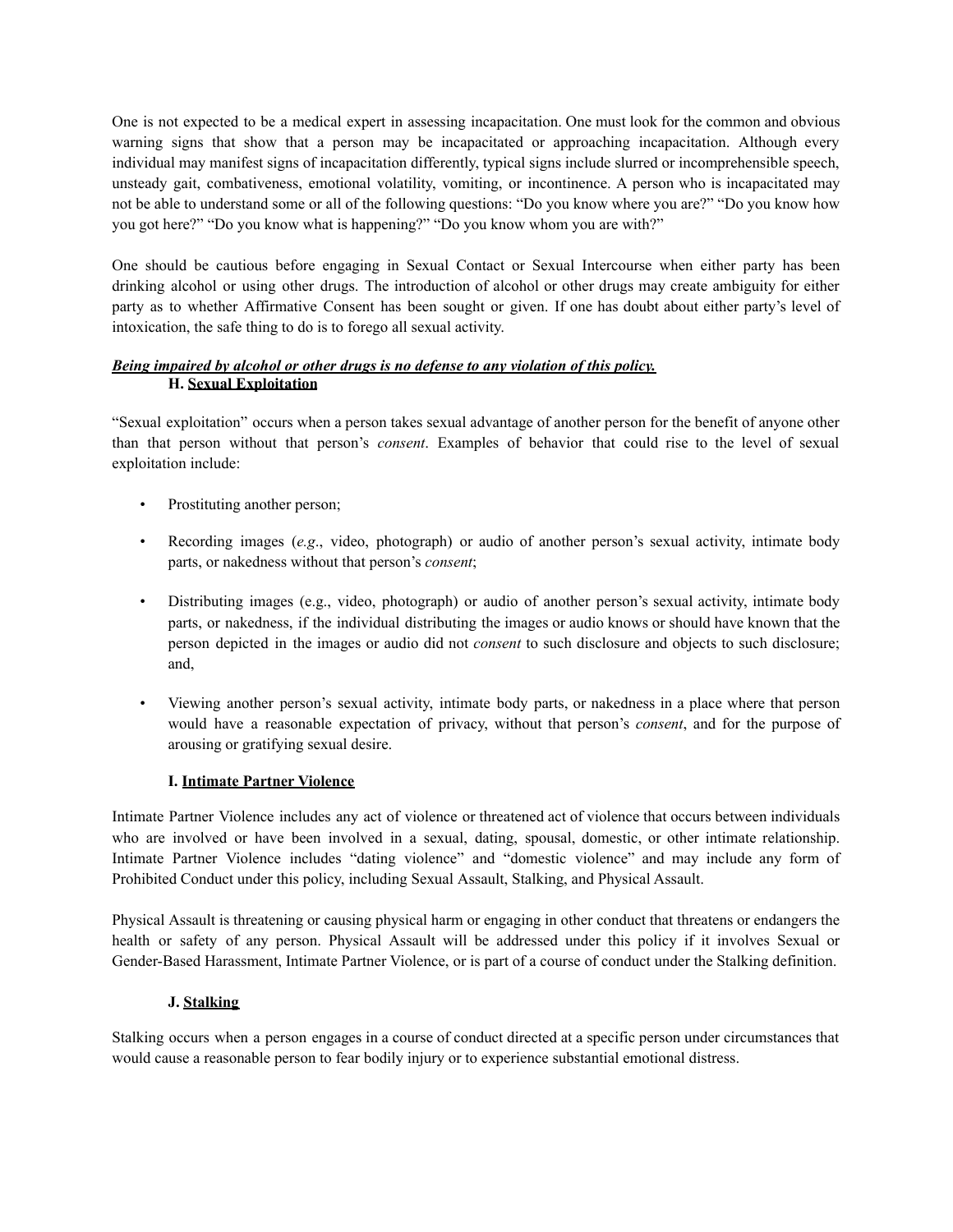One is not expected to be a medical expert in assessing incapacitation. One must look for the common and obvious warning signs that show that a person may be incapacitated or approaching incapacitation. Although every individual may manifest signs of incapacitation differently, typical signs include slurred or incomprehensible speech, unsteady gait, combativeness, emotional volatility, vomiting, or incontinence. A person who is incapacitated may not be able to understand some or all of the following questions: "Do you know where you are?" "Do you know how you got here?" "Do you know what is happening?" "Do you know whom you are with?"

One should be cautious before engaging in Sexual Contact or Sexual Intercourse when either party has been drinking alcohol or using other drugs. The introduction of alcohol or other drugs may create ambiguity for either party as to whether Affirmative Consent has been sought or given. If one has doubt about either party's level of intoxication, the safe thing to do is to forego all sexual activity.

***Being impaired by alcohol or other drugs is no defense to any violation of this policy.***

### H. Sexual Exploitation

"Sexual exploitation" occurs when a person takes sexual advantage of another person for the benefit of anyone other than that person without that person's *consent*. Examples of behavior that could rise to the level of sexual exploitation include:

- Prostituting another person;
- Recording images (*e.g*., video, photograph) or audio of another person's sexual activity, intimate body parts, or nakedness without that person's *consent*;
- Distributing images (e.g., video, photograph) or audio of another person's sexual activity, intimate body parts, or nakedness, if the individual distributing the images or audio knows or should have known that the person depicted in the images or audio did not *consent* to such disclosure and objects to such disclosure; and,
- Viewing another person's sexual activity, intimate body parts, or nakedness in a place where that person would have a reasonable expectation of privacy, without that person's *consent*, and for the purpose of arousing or gratifying sexual desire.

### I. Intimate Partner Violence

Intimate Partner Violence includes any act of violence or threatened act of violence that occurs between individuals who are involved or have been involved in a sexual, dating, spousal, domestic, or other intimate relationship. Intimate Partner Violence includes "dating violence" and "domestic violence" and may include any form of Prohibited Conduct under this policy, including Sexual Assault, Stalking, and Physical Assault.

Physical Assault is threatening or causing physical harm or engaging in other conduct that threatens or endangers the health or safety of any person. Physical Assault will be addressed under this policy if it involves Sexual or Gender-Based Harassment, Intimate Partner Violence, or is part of a course of conduct under the Stalking definition.

### J. Stalking

Stalking occurs when a person engages in a course of conduct directed at a specific person under circumstances that would cause a reasonable person to fear bodily injury or to experience substantial emotional distress.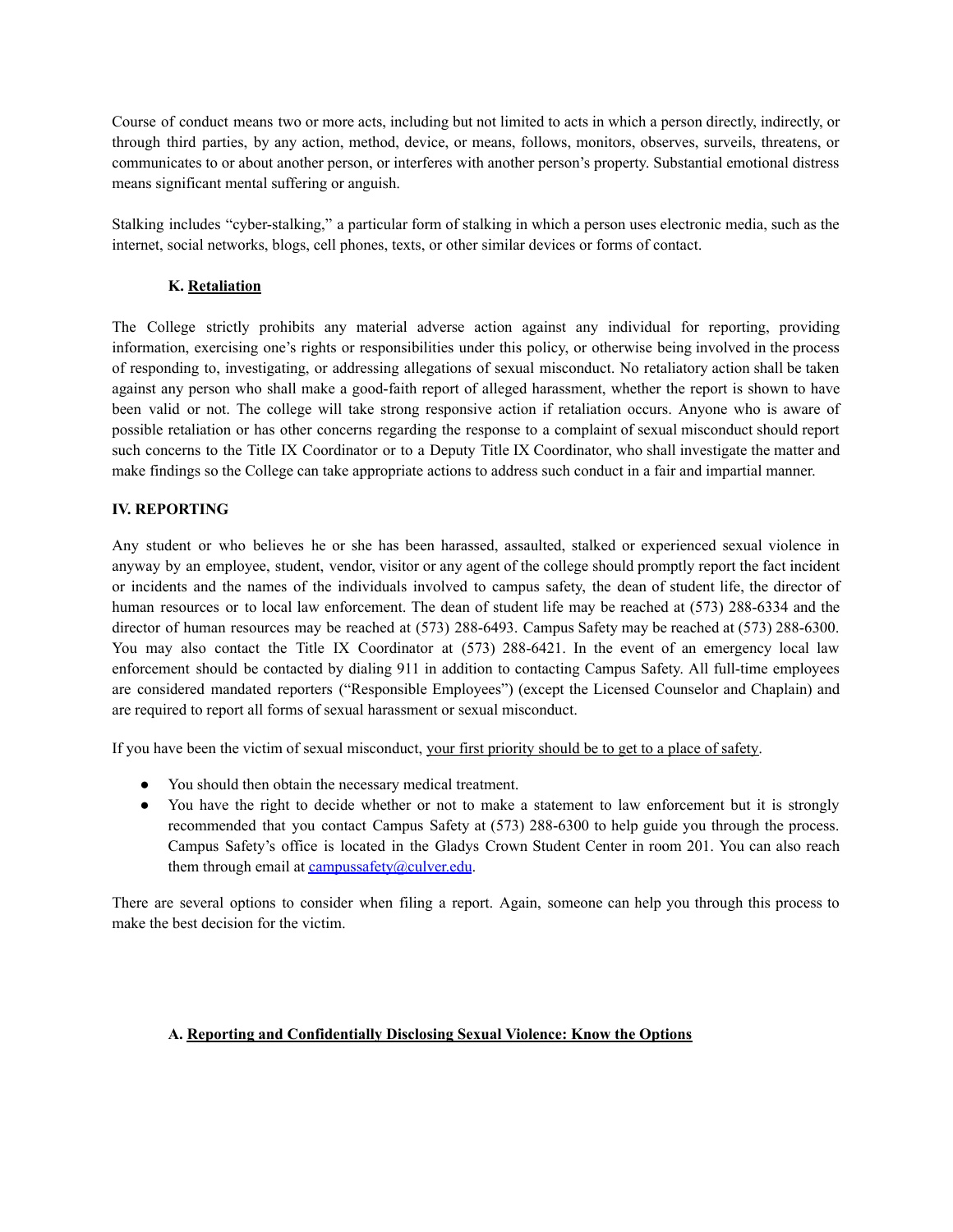Course of conduct means two or more acts, including but not limited to acts in which a person directly, indirectly, or through third parties, by any action, method, device, or means, follows, monitors, observes, surveils, threatens, or communicates to or about another person, or interferes with another person's property. Substantial emotional distress means significant mental suffering or anguish.

Stalking includes "cyber-stalking," a particular form of stalking in which a person uses electronic media, such as the internet, social networks, blogs, cell phones, texts, or other similar devices or forms of contact.

### K. <u>Retaliation</u>

The College strictly prohibits any material adverse action against any individual for reporting, providing information, exercising one's rights or responsibilities under this policy, or otherwise being involved in the process of responding to, investigating, or addressing allegations of sexual misconduct. No retaliatory action shall be taken against any person who shall make a good-faith report of alleged harassment, whether the report is shown to have been valid or not. The college will take strong responsive action if retaliation occurs. Anyone who is aware of possible retaliation or has other concerns regarding the response to a complaint of sexual misconduct should report such concerns to the Title IX Coordinator or to a Deputy Title IX Coordinator, who shall investigate the matter and make findings so the College can take appropriate actions to address such conduct in a fair and impartial manner.

## IV. REPORTING

Any student or who believes he or she has been harassed, assaulted, stalked or experienced sexual violence in anyway by an employee, student, vendor, visitor or any agent of the college should promptly report the fact incident or incidents and the names of the individuals involved to campus safety, the dean of student life, the director of human resources or to local law enforcement. The dean of student life may be reached at (573) 288-6334 and the director of human resources may be reached at (573) 288-6493. Campus Safety may be reached at (573) 288-6300. You may also contact the Title IX Coordinator at (573) 288-6421. In the event of an emergency local law enforcement should be contacted by dialing 911 in addition to contacting Campus Safety. All full-time employees are considered mandated reporters ("Responsible Employees") (except the Licensed Counselor and Chaplain) and are required to report all forms of sexual harassment or sexual misconduct.

If you have been the victim of sexual misconduct, <u>your first priority should be to get to a place of safety</u>.

- You should then obtain the necessary medical treatment.
- You have the right to decide whether or not to make a statement to law enforcement but it is strongly recommended that you contact Campus Safety at (573) 288-6300 to help guide you through the process. Campus Safety's office is located in the Gladys Crown Student Center in room 201. You can also reach them through email at campussafety@culver.edu.

There are several options to consider when filing a report. Again, someone can help you through this process to make the best decision for the victim.

### A. <u>Reporting and Confidentially Disclosing Sexual Violence: Know the Options</u>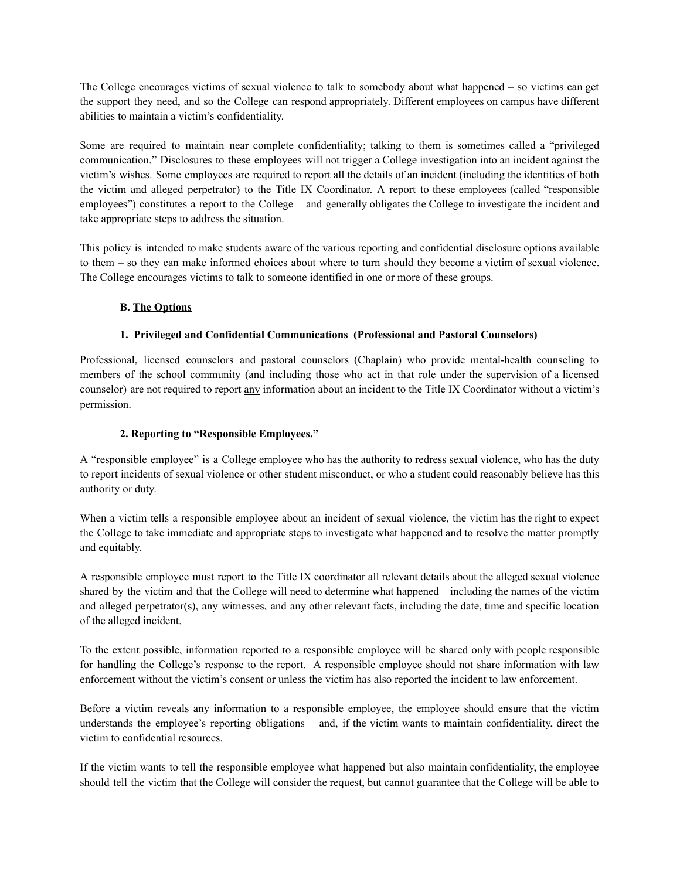The College encourages victims of sexual violence to talk to somebody about what happened – so victims can get the support they need, and so the College can respond appropriately. Different employees on campus have different abilities to maintain a victim's confidentiality.

Some are required to maintain near complete confidentiality; talking to them is sometimes called a "privileged communication." Disclosures to these employees will not trigger a College investigation into an incident against the victim's wishes. Some employees are required to report all the details of an incident (including the identities of both the victim and alleged perpetrator) to the Title IX Coordinator. A report to these employees (called "responsible employees") constitutes a report to the College – and generally obligates the College to investigate the incident and take appropriate steps to address the situation.

This policy is intended to make students aware of the various reporting and confidential disclosure options available to them – so they can make informed choices about where to turn should they become a victim of sexual violence. The College encourages victims to talk to someone identified in one or more of these groups.

**B. <u>The Options</u>**

**1. Privileged and Confidential Communications (Professional and Pastoral Counselors)**

Professional, licensed counselors and pastoral counselors (Chaplain) who provide mental-health counseling to members of the school community (and including those who act in that role under the supervision of a licensed counselor) are not required to report <u>any</u> information about an incident to the Title IX Coordinator without a victim's permission.

**2. Reporting to "Responsible Employees."**

A "responsible employee" is a College employee who has the authority to redress sexual violence, who has the duty to report incidents of sexual violence or other student misconduct, or who a student could reasonably believe has this authority or duty.

When a victim tells a responsible employee about an incident of sexual violence, the victim has the right to expect the College to take immediate and appropriate steps to investigate what happened and to resolve the matter promptly and equitably.

A responsible employee must report to the Title IX coordinator all relevant details about the alleged sexual violence shared by the victim and that the College will need to determine what happened – including the names of the victim and alleged perpetrator(s), any witnesses, and any other relevant facts, including the date, time and specific location of the alleged incident.

To the extent possible, information reported to a responsible employee will be shared only with people responsible for handling the College's response to the report. A responsible employee should not share information with law enforcement without the victim's consent or unless the victim has also reported the incident to law enforcement.

Before a victim reveals any information to a responsible employee, the employee should ensure that the victim understands the employee's reporting obligations – and, if the victim wants to maintain confidentiality, direct the victim to confidential resources.

If the victim wants to tell the responsible employee what happened but also maintain confidentiality, the employee should tell the victim that the College will consider the request, but cannot guarantee that the College will be able to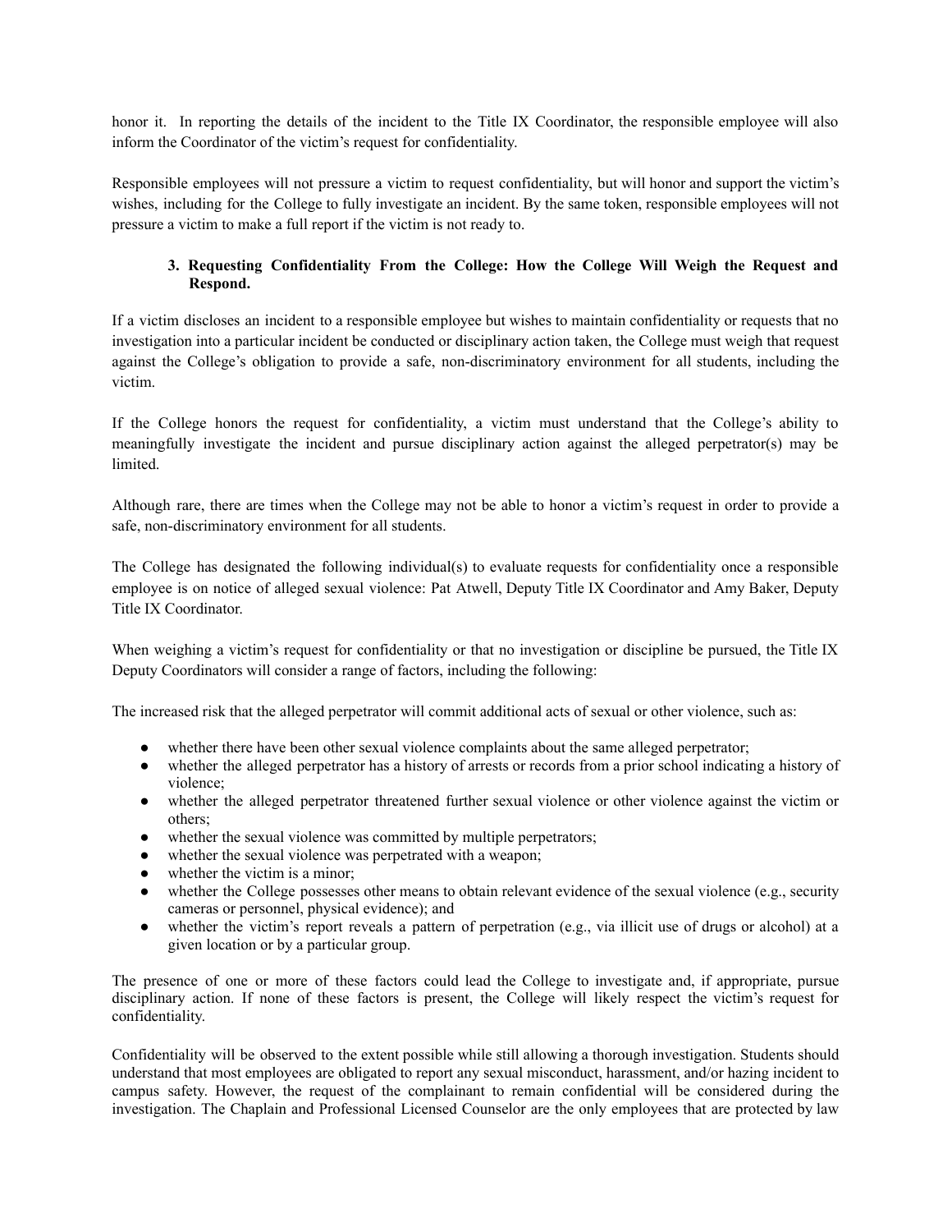honor it. In reporting the details of the incident to the Title IX Coordinator, the responsible employee will also inform the Coordinator of the victim's request for confidentiality.

Responsible employees will not pressure a victim to request confidentiality, but will honor and support the victim's wishes, including for the College to fully investigate an incident. By the same token, responsible employees will not pressure a victim to make a full report if the victim is not ready to.

### 3. Requesting Confidentiality From the College: How the College Will Weigh the Request and Respond.

If a victim discloses an incident to a responsible employee but wishes to maintain confidentiality or requests that no investigation into a particular incident be conducted or disciplinary action taken, the College must weigh that request against the College's obligation to provide a safe, non-discriminatory environment for all students, including the victim.

If the College honors the request for confidentiality, a victim must understand that the College's ability to meaningfully investigate the incident and pursue disciplinary action against the alleged perpetrator(s) may be limited.

Although rare, there are times when the College may not be able to honor a victim's request in order to provide a safe, non-discriminatory environment for all students.

The College has designated the following individual(s) to evaluate requests for confidentiality once a responsible employee is on notice of alleged sexual violence: Pat Atwell, Deputy Title IX Coordinator and Amy Baker, Deputy Title IX Coordinator.

When weighing a victim's request for confidentiality or that no investigation or discipline be pursued, the Title IX Deputy Coordinators will consider a range of factors, including the following:

The increased risk that the alleged perpetrator will commit additional acts of sexual or other violence, such as:

- whether there have been other sexual violence complaints about the same alleged perpetrator;
- whether the alleged perpetrator has a history of arrests or records from a prior school indicating a history of violence;
- whether the alleged perpetrator threatened further sexual violence or other violence against the victim or others;
- whether the sexual violence was committed by multiple perpetrators;
- whether the sexual violence was perpetrated with a weapon;
- whether the victim is a minor;
- whether the College possesses other means to obtain relevant evidence of the sexual violence (e.g., security cameras or personnel, physical evidence); and
- whether the victim's report reveals a pattern of perpetration (e.g., via illicit use of drugs or alcohol) at a given location or by a particular group.

The presence of one or more of these factors could lead the College to investigate and, if appropriate, pursue disciplinary action. If none of these factors is present, the College will likely respect the victim's request for confidentiality.

Confidentiality will be observed to the extent possible while still allowing a thorough investigation. Students should understand that most employees are obligated to report any sexual misconduct, harassment, and/or hazing incident to campus safety. However, the request of the complainant to remain confidential will be considered during the investigation. The Chaplain and Professional Licensed Counselor are the only employees that are protected by law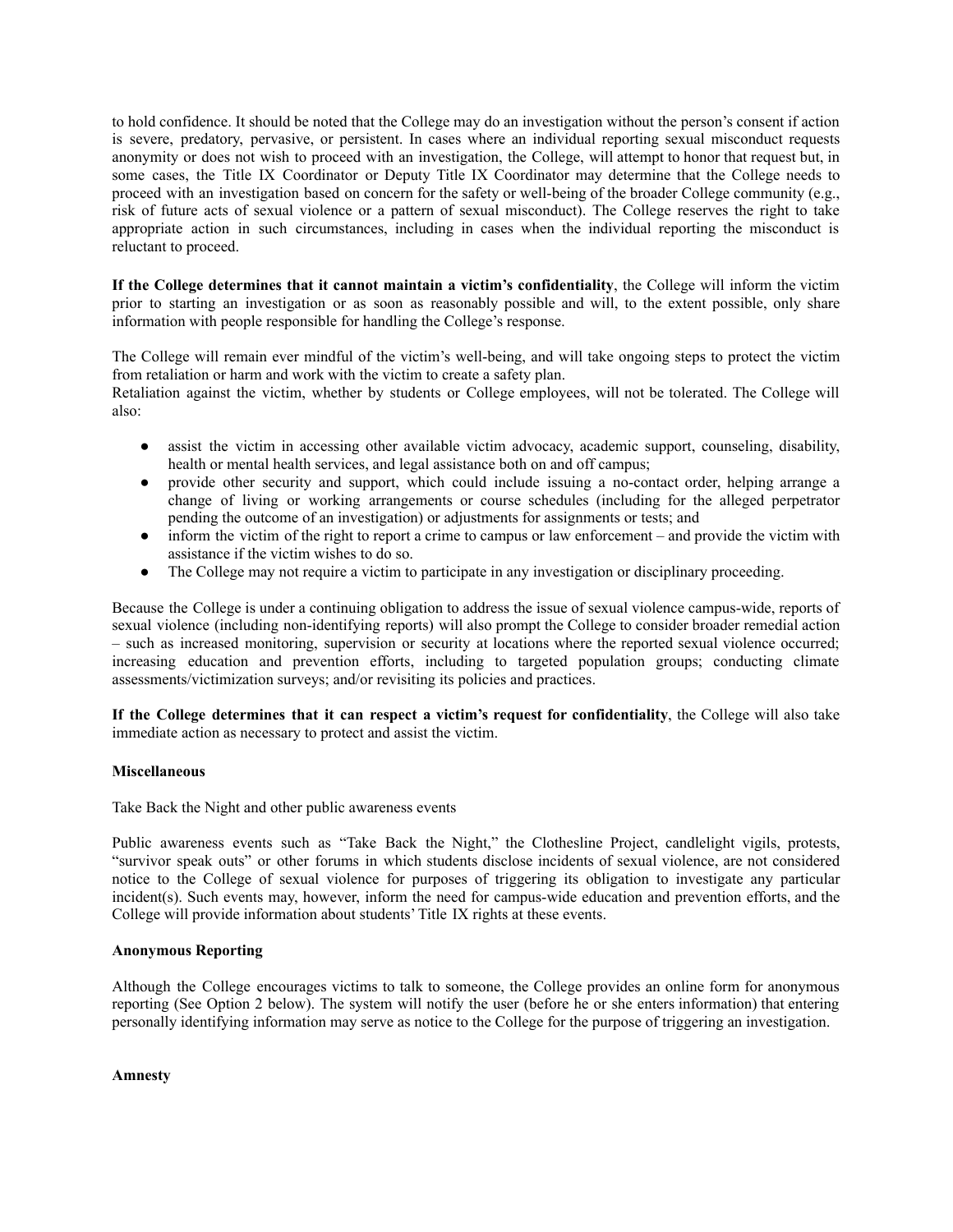to hold confidence. It should be noted that the College may do an investigation without the person's consent if action is severe, predatory, pervasive, or persistent. In cases where an individual reporting sexual misconduct requests anonymity or does not wish to proceed with an investigation, the College, will attempt to honor that request but, in some cases, the Title IX Coordinator or Deputy Title IX Coordinator may determine that the College needs to proceed with an investigation based on concern for the safety or well-being of the broader College community (e.g., risk of future acts of sexual violence or a pattern of sexual misconduct). The College reserves the right to take appropriate action in such circumstances, including in cases when the individual reporting the misconduct is reluctant to proceed.

**If the College determines that it cannot maintain a victim's confidentiality**, the College will inform the victim prior to starting an investigation or as soon as reasonably possible and will, to the extent possible, only share information with people responsible for handling the College's response.

The College will remain ever mindful of the victim's well-being, and will take ongoing steps to protect the victim from retaliation or harm and work with the victim to create a safety plan.
Retaliation against the victim, whether by students or College employees, will not be tolerated. The College will also:

- assist the victim in accessing other available victim advocacy, academic support, counseling, disability, health or mental health services, and legal assistance both on and off campus;
- provide other security and support, which could include issuing a no-contact order, helping arrange a change of living or working arrangements or course schedules (including for the alleged perpetrator pending the outcome of an investigation) or adjustments for assignments or tests; and
- inform the victim of the right to report a crime to campus or law enforcement – and provide the victim with assistance if the victim wishes to do so.
- The College may not require a victim to participate in any investigation or disciplinary proceeding.

Because the College is under a continuing obligation to address the issue of sexual violence campus-wide, reports of sexual violence (including non-identifying reports) will also prompt the College to consider broader remedial action – such as increased monitoring, supervision or security at locations where the reported sexual violence occurred; increasing education and prevention efforts, including to targeted population groups; conducting climate assessments/victimization surveys; and/or revisiting its policies and practices.

**If the College determines that it can respect a victim's request for confidentiality**, the College will also take immediate action as necessary to protect and assist the victim.

**Miscellaneous**

Take Back the Night and other public awareness events

Public awareness events such as "Take Back the Night," the Clothesline Project, candlelight vigils, protests, "survivor speak outs" or other forums in which students disclose incidents of sexual violence, are not considered notice to the College of sexual violence for purposes of triggering its obligation to investigate any particular incident(s). Such events may, however, inform the need for campus-wide education and prevention efforts, and the College will provide information about students' Title IX rights at these events.

**Anonymous Reporting**

Although the College encourages victims to talk to someone, the College provides an online form for anonymous reporting (See Option 2 below). The system will notify the user (before he or she enters information) that entering personally identifying information may serve as notice to the College for the purpose of triggering an investigation.

**Amnesty**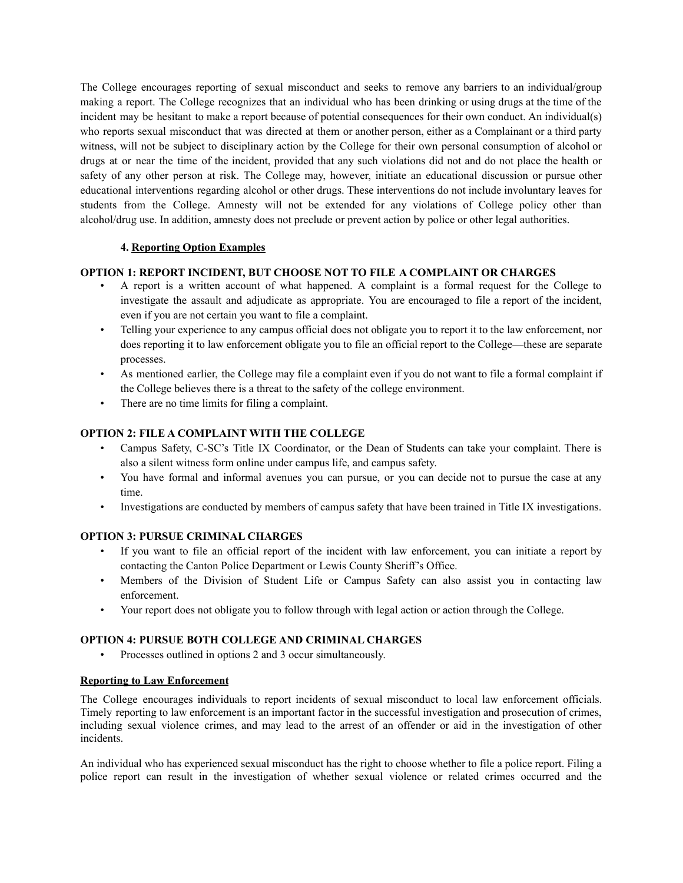The College encourages reporting of sexual misconduct and seeks to remove any barriers to an individual/group making a report. The College recognizes that an individual who has been drinking or using drugs at the time of the incident may be hesitant to make a report because of potential consequences for their own conduct. An individual(s) who reports sexual misconduct that was directed at them or another person, either as a Complainant or a third party witness, will not be subject to disciplinary action by the College for their own personal consumption of alcohol or drugs at or near the time of the incident, provided that any such violations did not and do not place the health or safety of any other person at risk. The College may, however, initiate an educational discussion or pursue other educational interventions regarding alcohol or other drugs. These interventions do not include involuntary leaves for students from the College. Amnesty will not be extended for any violations of College policy other than alcohol/drug use. In addition, amnesty does not preclude or prevent action by police or other legal authorities.

**4. <u>Reporting Option Examples</u>**

**OPTION 1: REPORT INCIDENT, BUT CHOOSE NOT TO FILE A COMPLAINT OR CHARGES**

- A report is a written account of what happened. A complaint is a formal request for the College to investigate the assault and adjudicate as appropriate. You are encouraged to file a report of the incident, even if you are not certain you want to file a complaint.
- Telling your experience to any campus official does not obligate you to report it to the law enforcement, nor does reporting it to law enforcement obligate you to file an official report to the College—these are separate processes.
- As mentioned earlier, the College may file a complaint even if you do not want to file a formal complaint if the College believes there is a threat to the safety of the college environment.
- There are no time limits for filing a complaint.

**OPTION 2: FILE A COMPLAINT WITH THE COLLEGE**

- Campus Safety, C-SC's Title IX Coordinator, or the Dean of Students can take your complaint. There is also a silent witness form online under campus life, and campus safety.
- You have formal and informal avenues you can pursue, or you can decide not to pursue the case at any time.
- Investigations are conducted by members of campus safety that have been trained in Title IX investigations.

**OPTION 3: PURSUE CRIMINAL CHARGES**

- If you want to file an official report of the incident with law enforcement, you can initiate a report by contacting the Canton Police Department or Lewis County Sheriff's Office.
- Members of the Division of Student Life or Campus Safety can also assist you in contacting law enforcement.
- Your report does not obligate you to follow through with legal action or action through the College.

**OPTION 4: PURSUE BOTH COLLEGE AND CRIMINAL CHARGES**

- Processes outlined in options 2 and 3 occur simultaneously.

**<u>Reporting to Law Enforcement</u>**

The College encourages individuals to report incidents of sexual misconduct to local law enforcement officials. Timely reporting to law enforcement is an important factor in the successful investigation and prosecution of crimes, including sexual violence crimes, and may lead to the arrest of an offender or aid in the investigation of other incidents.

An individual who has experienced sexual misconduct has the right to choose whether to file a police report. Filing a police report can result in the investigation of whether sexual violence or related crimes occurred and the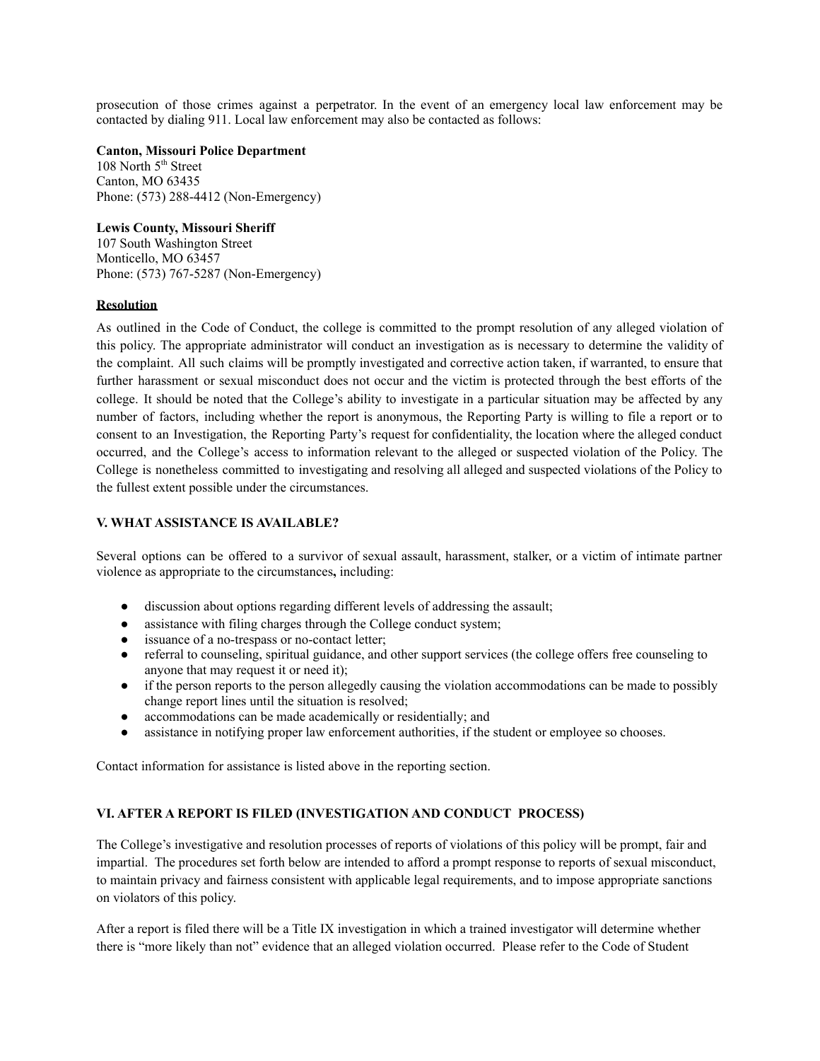prosecution of those crimes against a perpetrator. In the event of an emergency local law enforcement may be contacted by dialing 911. Local law enforcement may also be contacted as follows:

**Canton, Missouri Police Department**
108 North 5th Street
Canton, MO 63435
Phone: (573) 288-4412 (Non-Emergency)

**Lewis County, Missouri Sheriff**
107 South Washington Street
Monticello, MO 63457
Phone: (573) 767-5287 (Non-Emergency)

**Resolution**

As outlined in the Code of Conduct, the college is committed to the prompt resolution of any alleged violation of this policy. The appropriate administrator will conduct an investigation as is necessary to determine the validity of the complaint. All such claims will be promptly investigated and corrective action taken, if warranted, to ensure that further harassment or sexual misconduct does not occur and the victim is protected through the best efforts of the college. It should be noted that the College's ability to investigate in a particular situation may be affected by any number of factors, including whether the report is anonymous, the Reporting Party is willing to file a report or to consent to an Investigation, the Reporting Party's request for confidentiality, the location where the alleged conduct occurred, and the College's access to information relevant to the alleged or suspected violation of the Policy. The College is nonetheless committed to investigating and resolving all alleged and suspected violations of the Policy to the fullest extent possible under the circumstances.

## V. WHAT ASSISTANCE IS AVAILABLE?

Several options can be offered to a survivor of sexual assault, harassment, stalker, or a victim of intimate partner violence as appropriate to the circumstances**,** including:

- discussion about options regarding different levels of addressing the assault;
- assistance with filing charges through the College conduct system;
- issuance of a no-trespass or no-contact letter;
- referral to counseling, spiritual guidance, and other support services (the college offers free counseling to anyone that may request it or need it);
- if the person reports to the person allegedly causing the violation accommodations can be made to possibly change report lines until the situation is resolved;
- accommodations can be made academically or residentially; and
- assistance in notifying proper law enforcement authorities, if the student or employee so chooses.

Contact information for assistance is listed above in the reporting section.

## VI. AFTER A REPORT IS FILED (INVESTIGATION AND CONDUCT PROCESS)

The College's investigative and resolution processes of reports of violations of this policy will be prompt, fair and impartial. The procedures set forth below are intended to afford a prompt response to reports of sexual misconduct, to maintain privacy and fairness consistent with applicable legal requirements, and to impose appropriate sanctions on violators of this policy.

After a report is filed there will be a Title IX investigation in which a trained investigator will determine whether there is "more likely than not" evidence that an alleged violation occurred. Please refer to the Code of Student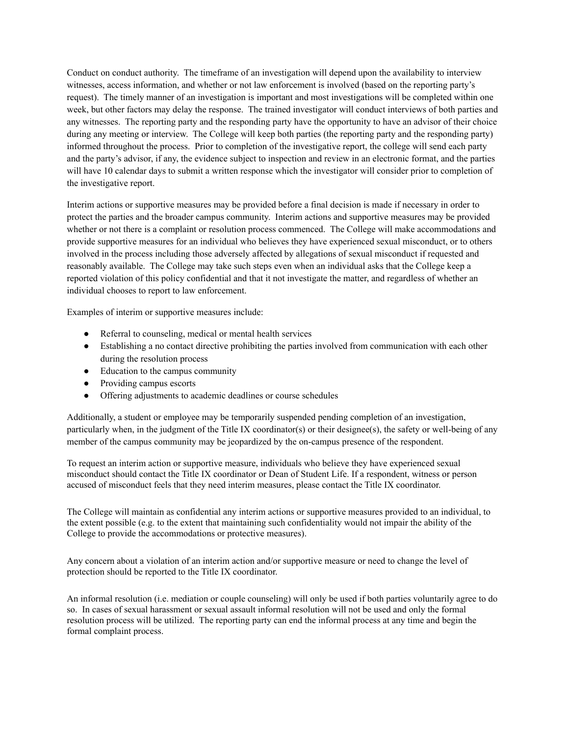Conduct on conduct authority. The timeframe of an investigation will depend upon the availability to interview witnesses, access information, and whether or not law enforcement is involved (based on the reporting party's request). The timely manner of an investigation is important and most investigations will be completed within one week, but other factors may delay the response. The trained investigator will conduct interviews of both parties and any witnesses. The reporting party and the responding party have the opportunity to have an advisor of their choice during any meeting or interview. The College will keep both parties (the reporting party and the responding party) informed throughout the process. Prior to completion of the investigative report, the college will send each party and the party's advisor, if any, the evidence subject to inspection and review in an electronic format, and the parties will have 10 calendar days to submit a written response which the investigator will consider prior to completion of the investigative report.

Interim actions or supportive measures may be provided before a final decision is made if necessary in order to protect the parties and the broader campus community. Interim actions and supportive measures may be provided whether or not there is a complaint or resolution process commenced. The College will make accommodations and provide supportive measures for an individual who believes they have experienced sexual misconduct, or to others involved in the process including those adversely affected by allegations of sexual misconduct if requested and reasonably available. The College may take such steps even when an individual asks that the College keep a reported violation of this policy confidential and that it not investigate the matter, and regardless of whether an individual chooses to report to law enforcement.

Examples of interim or supportive measures include:

- Referral to counseling, medical or mental health services
- Establishing a no contact directive prohibiting the parties involved from communication with each other during the resolution process
- Education to the campus community
- Providing campus escorts
- Offering adjustments to academic deadlines or course schedules

Additionally, a student or employee may be temporarily suspended pending completion of an investigation, particularly when, in the judgment of the Title IX coordinator(s) or their designee(s), the safety or well-being of any member of the campus community may be jeopardized by the on-campus presence of the respondent.

To request an interim action or supportive measure, individuals who believe they have experienced sexual misconduct should contact the Title IX coordinator or Dean of Student Life. If a respondent, witness or person accused of misconduct feels that they need interim measures, please contact the Title IX coordinator.

The College will maintain as confidential any interim actions or supportive measures provided to an individual, to the extent possible (e.g. to the extent that maintaining such confidentiality would not impair the ability of the College to provide the accommodations or protective measures).

Any concern about a violation of an interim action and/or supportive measure or need to change the level of protection should be reported to the Title IX coordinator.

An informal resolution (i.e. mediation or couple counseling) will only be used if both parties voluntarily agree to do so. In cases of sexual harassment or sexual assault informal resolution will not be used and only the formal resolution process will be utilized. The reporting party can end the informal process at any time and begin the formal complaint process.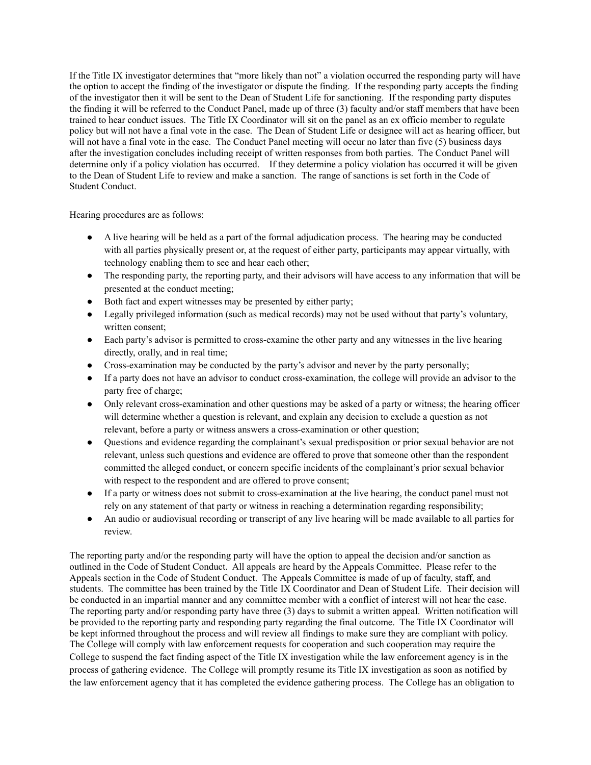If the Title IX investigator determines that "more likely than not" a violation occurred the responding party will have the option to accept the finding of the investigator or dispute the finding. If the responding party accepts the finding of the investigator then it will be sent to the Dean of Student Life for sanctioning. If the responding party disputes the finding it will be referred to the Conduct Panel, made up of three (3) faculty and/or staff members that have been trained to hear conduct issues. The Title IX Coordinator will sit on the panel as an ex officio member to regulate policy but will not have a final vote in the case. The Dean of Student Life or designee will act as hearing officer, but will not have a final vote in the case. The Conduct Panel meeting will occur no later than five (5) business days after the investigation concludes including receipt of written responses from both parties. The Conduct Panel will determine only if a policy violation has occurred. If they determine a policy violation has occurred it will be given to the Dean of Student Life to review and make a sanction. The range of sanctions is set forth in the Code of Student Conduct.

Hearing procedures are as follows:

- A live hearing will be held as a part of the formal adjudication process. The hearing may be conducted with all parties physically present or, at the request of either party, participants may appear virtually, with technology enabling them to see and hear each other;
- The responding party, the reporting party, and their advisors will have access to any information that will be presented at the conduct meeting;
- Both fact and expert witnesses may be presented by either party;
- Legally privileged information (such as medical records) may not be used without that party's voluntary, written consent;
- Each party's advisor is permitted to cross-examine the other party and any witnesses in the live hearing directly, orally, and in real time;
- Cross-examination may be conducted by the party's advisor and never by the party personally;
- If a party does not have an advisor to conduct cross-examination, the college will provide an advisor to the party free of charge;
- Only relevant cross-examination and other questions may be asked of a party or witness; the hearing officer will determine whether a question is relevant, and explain any decision to exclude a question as not relevant, before a party or witness answers a cross-examination or other question;
- Questions and evidence regarding the complainant's sexual predisposition or prior sexual behavior are not relevant, unless such questions and evidence are offered to prove that someone other than the respondent committed the alleged conduct, or concern specific incidents of the complainant's prior sexual behavior with respect to the respondent and are offered to prove consent;
- If a party or witness does not submit to cross-examination at the live hearing, the conduct panel must not rely on any statement of that party or witness in reaching a determination regarding responsibility;
- An audio or audiovisual recording or transcript of any live hearing will be made available to all parties for review.

The reporting party and/or the responding party will have the option to appeal the decision and/or sanction as outlined in the Code of Student Conduct. All appeals are heard by the Appeals Committee. Please refer to the Appeals section in the Code of Student Conduct. The Appeals Committee is made of up of faculty, staff, and students. The committee has been trained by the Title IX Coordinator and Dean of Student Life. Their decision will be conducted in an impartial manner and any committee member with a conflict of interest will not hear the case. The reporting party and/or responding party have three (3) days to submit a written appeal. Written notification will be provided to the reporting party and responding party regarding the final outcome. The Title IX Coordinator will be kept informed throughout the process and will review all findings to make sure they are compliant with policy. The College will comply with law enforcement requests for cooperation and such cooperation may require the College to suspend the fact finding aspect of the Title IX investigation while the law enforcement agency is in the process of gathering evidence. The College will promptly resume its Title IX investigation as soon as notified by the law enforcement agency that it has completed the evidence gathering process. The College has an obligation to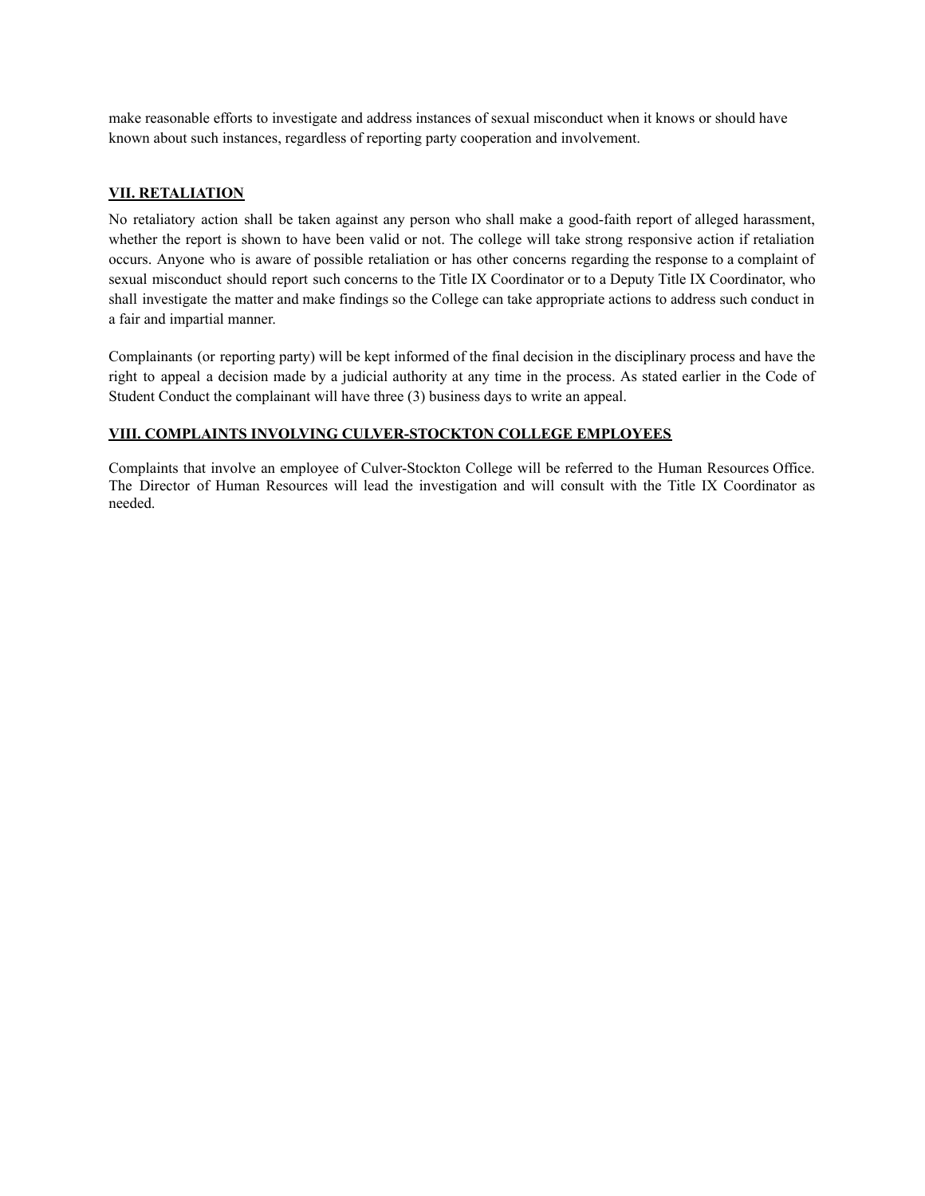make reasonable efforts to investigate and address instances of sexual misconduct when it knows or should have known about such instances, regardless of reporting party cooperation and involvement.

## VII. RETALIATION

No retaliatory action shall be taken against any person who shall make a good-faith report of alleged harassment, whether the report is shown to have been valid or not. The college will take strong responsive action if retaliation occurs. Anyone who is aware of possible retaliation or has other concerns regarding the response to a complaint of sexual misconduct should report such concerns to the Title IX Coordinator or to a Deputy Title IX Coordinator, who shall investigate the matter and make findings so the College can take appropriate actions to address such conduct in a fair and impartial manner.

Complainants (or reporting party) will be kept informed of the final decision in the disciplinary process and have the right to appeal a decision made by a judicial authority at any time in the process. As stated earlier in the Code of Student Conduct the complainant will have three (3) business days to write an appeal.

## VIII. COMPLAINTS INVOLVING CULVER-STOCKTON COLLEGE EMPLOYEES

Complaints that involve an employee of Culver-Stockton College will be referred to the Human Resources Office. The Director of Human Resources will lead the investigation and will consult with the Title IX Coordinator as needed.